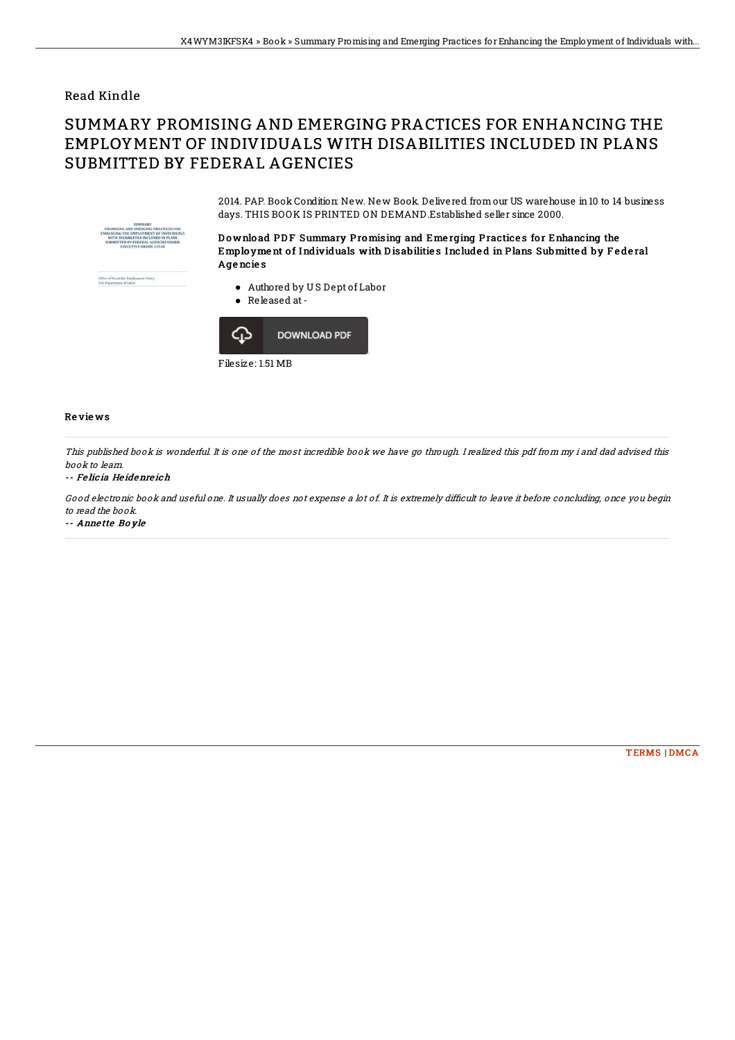# Read Kindle

# SUMMARY PROMISING AND EMERGING PRACTICES FOR ENHANCING THE EMPLOYMENT OF INDIVIDUALS WITH DISABILITIES INCLUDED IN PLANS SUBMITTED BY FEDERAL AGENCIES

2014. PAP. Book Condition: New. New Book. Delivered from our US warehouse in 10 to 14 business days. THIS BOOK IS PRINTED ON DEMAND.Established seller since 2000.

**Download PDF Summary Promising and Emerging Practices for Enhancing the Employment of Individuals with Disabilities Included in Plans Submitted by Federal Agencies**

- Authored by U S Dept of Labor
- Released at -

DOWNLOAD PDF

Filesize: 1.51 MB

## Reviews

*This published book is wonderful. It is one of the most incredible book we have go through. I realized this pdf from my i and dad advised this book to learn.*

-- ***Felicia Heidenreich***

*Good electronic book and useful one. It usually does not expense a lot of. It is extremely difficult to leave it before concluding, once you begin to read the book.*

-- ***Annette Boyle***

TERMS | DMCA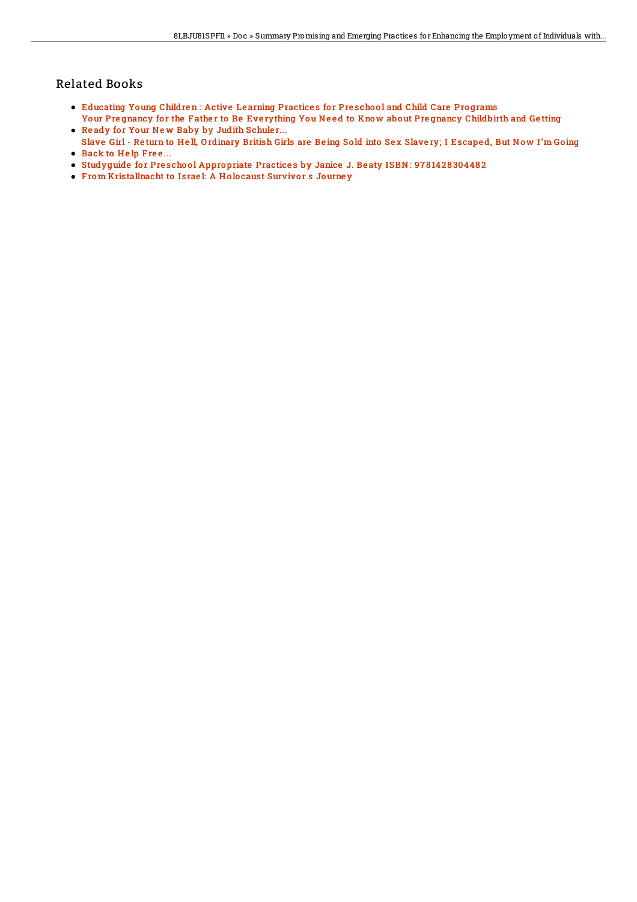## Related Books

- Educating Young Children : Active Learning Practices for Preschool and Child Care Programs
- Your Pregnancy for the Father to Be Everything You Need to Know about Pregnancy Childbirth and Getting Ready for Your New Baby by Judith Schuler...
- Slave Girl - Return to Hell, Ordinary British Girls are Being Sold into Sex Slavery; I Escaped, But Now I'm Going Back to Help Free...
- Studyguide for Preschool Appropriate Practices by Janice J. Beaty ISBN: 9781428304482
- From Kristallnacht to Israel: A Holocaust Survivor s Journey